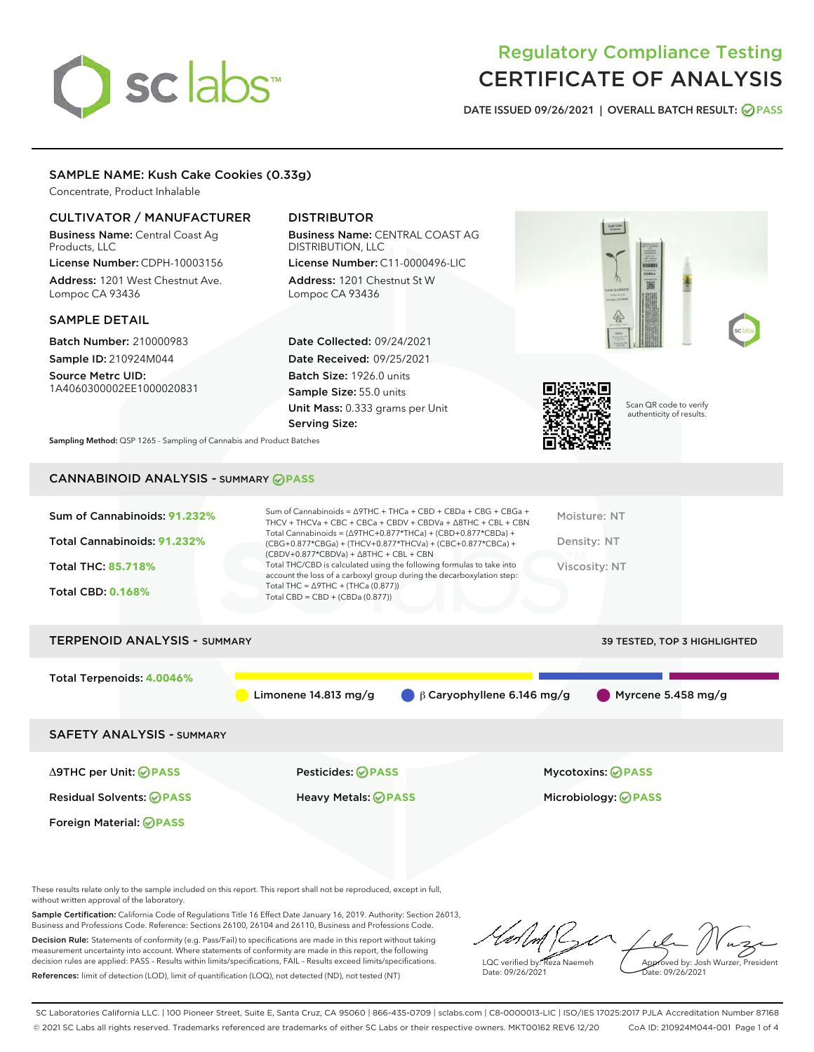# Regulatory Compliance Testing
# CERTIFICATE OF ANALYSIS

DATE ISSUED 09/26/2021 | OVERALL BATCH RESULT: PASS

## SAMPLE NAME: Kush Cake Cookies (0.33g)

Concentrate, Product Inhalable

### CULTIVATOR / MANUFACTURER

**Business Name:** Central Coast Ag Products, LLC
**License Number:** CDPH-10003156
**Address:** 1201 West Chestnut Ave. Lompoc CA 93436

### DISTRIBUTOR

**Business Name:** CENTRAL COAST AG DISTRIBUTION, LLC
**License Number:** C11-0000496-LIC
**Address:** 1201 Chestnut St W Lompoc CA 93436

### SAMPLE DETAIL

**Batch Number:** 210000983
**Sample ID:** 210924M044
**Source Metrc UID:** 1A4060300002EE1000020831

**Date Collected:** 09/24/2021
**Date Received:** 09/25/2021
**Batch Size:** 1926.0 units
**Sample Size:** 55.0 units
**Unit Mass:** 0.333 grams per Unit
**Serving Size:**

Scan QR code to verify authenticity of results.

**Sampling Method:** QSP 1265 - Sampling of Cannabis and Product Batches

## CANNABINOID ANALYSIS - SUMMARY PASS

Sum of Cannabinoids: **91.232%**
Total Cannabinoids: **91.232%**
Total THC: **85.718%**
Total CBD: **0.168%**

Sum of Cannabinoids = Δ9THC + THCa + CBD + CBDa + CBG + CBGa + THCV + THCVa + CBC + CBCa + CBDV + CBDVa + Δ8THC + CBL + CBN
Total Cannabinoids = (Δ9THC+0.877*THCa) + (CBD+0.877*CBDa) + (CBG+0.877*CBGa) + (THCV+0.877*THCVa) + (CBC+0.877*CBCa) + (CBDV+0.877*CBDVa) + Δ8THC + CBL + CBN
Total THC/CBD is calculated using the following formulas to take into account the loss of a carboxyl group during the decarboxylation step:
Total THC = Δ9THC + (THCa (0.877))
Total CBD = CBD + (CBDa (0.877))

Moisture: NT
Density: NT
Viscosity: NT

## TERPENOID ANALYSIS - SUMMARY

39 TESTED, TOP 3 HIGHLIGHTED

Total Terpenoids: **4.0046%**

Limonene 14.813 mg/g
β Caryophyllene 6.146 mg/g
Myrcene 5.458 mg/g

## SAFETY ANALYSIS - SUMMARY

Δ9THC per Unit: PASS
Pesticides: PASS
Mycotoxins: PASS
Residual Solvents: PASS
Heavy Metals: PASS
Microbiology: PASS
Foreign Material: PASS

These results relate only to the sample included on this report. This report shall not be reproduced, except in full, without written approval of the laboratory.

**Sample Certification:** California Code of Regulations Title 16 Effect Date January 16, 2019. Authority: Section 26013, Business and Professions Code. Reference: Sections 26100, 26104 and 26110, Business and Professions Code.

**Decision Rule:** Statements of conformity (e.g. Pass/Fail) to specifications are made in this report without taking measurement uncertainty into account. Where statements of conformity are made in this report, the following decision rules are applied: PASS – Results within limits/specifications, FAIL – Results exceed limits/specifications.

**References:** limit of detection (LOD), limit of quantification (LOQ), not detected (ND), not tested (NT)

LQC verified by: Reza Naemeh
Date: 09/26/2021

Approved by: Josh Wurzer, President
Date: 09/26/2021

SC Laboratories California LLC. | 100 Pioneer Street, Suite E, Santa Cruz, CA 95060 | 866-435-0709 | sclabs.com | C8-0000013-LIC | ISO/IES 17025:2017 PJLA Accreditation Number 87168
© 2021 SC Labs all rights reserved. Trademarks referenced are trademarks of either SC Labs or their respective owners. MKT00162 REV6 12/20 CoA ID: 210924M044-001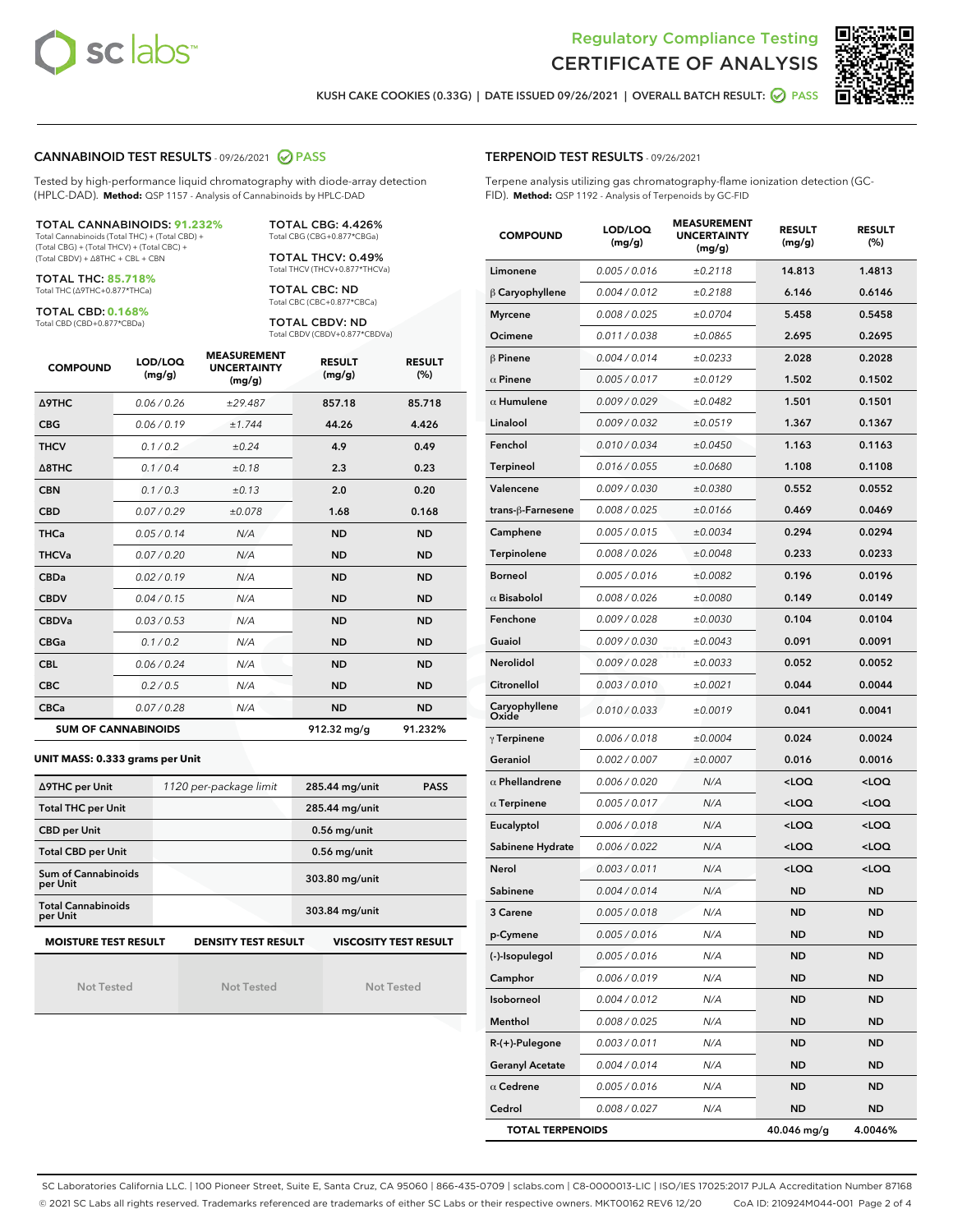# Regulatory Compliance Testing
# CERTIFICATE OF ANALYSIS

KUSH CAKE COOKIES (0.33G) | DATE ISSUED 09/26/2021 | OVERALL BATCH RESULT: PASS

## CANNABINOID TEST RESULTS - 09/26/2021 PASS

Tested by high-performance liquid chromatography with diode-array detection (HPLC-DAD). **Method:** QSP 1157 - Analysis of Cannabinoids by HPLC-DAD

**TOTAL CANNABINOIDS: 91.232%**
Total Cannabinoids (Total THC) + (Total CBD) + (Total CBG) + (Total THCV) + (Total CBC) + (Total CBDV) + Δ8THC + CBL + CBN

**TOTAL THC: 85.718%**
Total THC (Δ9THC+0.877*THCa)

**TOTAL CBD: 0.168%**
Total CBD (CBD+0.877*CBDa)

**TOTAL CBG: 4.426%**
Total CBG (CBG+0.877*CBGa)

**TOTAL THCV: 0.49%**
Total THCV (THCV+0.877*THCVa)

**TOTAL CBC: ND**
Total CBC (CBC+0.877*CBCa)

**TOTAL CBDV: ND**
Total CBDV (CBDV+0.877*CBDVa)

| COMPOUND | LOD/LOQ (mg/g) | MEASUREMENT UNCERTAINTY (mg/g) | RESULT (mg/g) | RESULT (%) |
|---|---|---|---|---|
| Δ9THC | 0.06 / 0.26 | ±29.487 | 857.18 | 85.718 |
| CBG | 0.06 / 0.19 | ±1.744 | 44.26 | 4.426 |
| THCV | 0.1 / 0.2 | ±0.24 | 4.9 | 0.49 |
| Δ8THC | 0.1 / 0.4 | ±0.18 | 2.3 | 0.23 |
| CBN | 0.1 / 0.3 | ±0.13 | 2.0 | 0.20 |
| CBD | 0.07 / 0.29 | ±0.078 | 1.68 | 0.168 |
| THCa | 0.05 / 0.14 | N/A | ND | ND |
| THCVa | 0.07 / 0.20 | N/A | ND | ND |
| CBDa | 0.02 / 0.19 | N/A | ND | ND |
| CBDV | 0.04 / 0.15 | N/A | ND | ND |
| CBDVa | 0.03 / 0.53 | N/A | ND | ND |
| CBGa | 0.1 / 0.2 | N/A | ND | ND |
| CBL | 0.06 / 0.24 | N/A | ND | ND |
| CBC | 0.2 / 0.5 | N/A | ND | ND |
| CBCa | 0.07 / 0.28 | N/A | ND | ND |
| **SUM OF CANNABINOIDS** | | | 912.32 mg/g | 91.232% |

**UNIT MASS: 0.333 grams per Unit**

| | | | |
|---|---|---|---|
| Δ9THC per Unit | 1120 per-package limit | 285.44 mg/unit | PASS |
| Total THC per Unit | | 285.44 mg/unit | |
| CBD per Unit | | 0.56 mg/unit | |
| Total CBD per Unit | | 0.56 mg/unit | |
| Sum of Cannabinoids per Unit | | 303.80 mg/unit | |
| Total Cannabinoids per Unit | | 303.84 mg/unit | |

| MOISTURE TEST RESULT | DENSITY TEST RESULT | VISCOSITY TEST RESULT |
|---|---|---|
| Not Tested | Not Tested | Not Tested |

## TERPENOID TEST RESULTS - 09/26/2021

Terpene analysis utilizing gas chromatography-flame ionization detection (GC-FID). **Method:** QSP 1192 - Analysis of Terpenoids by GC-FID

| COMPOUND | LOD/LOQ (mg/g) | MEASUREMENT UNCERTAINTY (mg/g) | RESULT (mg/g) | RESULT (%) |
|---|---|---|---|---|
| Limonene | 0.005 / 0.016 | ±0.2118 | 14.813 | 1.4813 |
| β Caryophyllene | 0.004 / 0.012 | ±0.2188 | 6.146 | 0.6146 |
| Myrcene | 0.008 / 0.025 | ±0.0704 | 5.458 | 0.5458 |
| Ocimene | 0.011 / 0.038 | ±0.0865 | 2.695 | 0.2695 |
| β Pinene | 0.004 / 0.014 | ±0.0233 | 2.028 | 0.2028 |
| α Pinene | 0.005 / 0.017 | ±0.0129 | 1.502 | 0.1502 |
| α Humulene | 0.009 / 0.029 | ±0.0482 | 1.501 | 0.1501 |
| Linalool | 0.009 / 0.032 | ±0.0519 | 1.367 | 0.1367 |
| Fenchol | 0.010 / 0.034 | ±0.0450 | 1.163 | 0.1163 |
| Terpineol | 0.016 / 0.055 | ±0.0680 | 1.108 | 0.1108 |
| Valencene | 0.009 / 0.030 | ±0.0380 | 0.552 | 0.0552 |
| trans-β-Farnesene | 0.008 / 0.025 | ±0.0166 | 0.469 | 0.0469 |
| Camphene | 0.005 / 0.015 | ±0.0034 | 0.294 | 0.0294 |
| Terpinolene | 0.008 / 0.026 | ±0.0048 | 0.233 | 0.0233 |
| Borneol | 0.005 / 0.016 | ±0.0082 | 0.196 | 0.0196 |
| α Bisabolol | 0.008 / 0.026 | ±0.0080 | 0.149 | 0.0149 |
| Fenchone | 0.009 / 0.028 | ±0.0030 | 0.104 | 0.0104 |
| Guaiol | 0.009 / 0.030 | ±0.0043 | 0.091 | 0.0091 |
| Nerolidol | 0.009 / 0.028 | ±0.0033 | 0.052 | 0.0052 |
| Citronellol | 0.003 / 0.010 | ±0.0021 | 0.044 | 0.0044 |
| Caryophyllene Oxide | 0.010 / 0.033 | ±0.0019 | 0.041 | 0.0041 |
| γ Terpinene | 0.006 / 0.018 | ±0.0004 | 0.024 | 0.0024 |
| Geraniol | 0.002 / 0.007 | ±0.0007 | 0.016 | 0.0016 |
| α Phellandrene | 0.006 / 0.020 | N/A | <LOQ | <LOQ |
| α Terpinene | 0.005 / 0.017 | N/A | <LOQ | <LOQ |
| Eucalyptol | 0.006 / 0.018 | N/A | <LOQ | <LOQ |
| Sabinene Hydrate | 0.006 / 0.022 | N/A | <LOQ | <LOQ |
| Nerol | 0.003 / 0.011 | N/A | <LOQ | <LOQ |
| Sabinene | 0.004 / 0.014 | N/A | ND | ND |
| 3 Carene | 0.005 / 0.018 | N/A | ND | ND |
| p-Cymene | 0.005 / 0.016 | N/A | ND | ND |
| (-)-Isopulegol | 0.005 / 0.016 | N/A | ND | ND |
| Camphor | 0.006 / 0.019 | N/A | ND | ND |
| Isoborneol | 0.004 / 0.012 | N/A | ND | ND |
| Menthol | 0.008 / 0.025 | N/A | ND | ND |
| R-(+)-Pulegone | 0.003 / 0.011 | N/A | ND | ND |
| Geranyl Acetate | 0.004 / 0.014 | N/A | ND | ND |
| α Cedrene | 0.005 / 0.016 | N/A | ND | ND |
| Cedrol | 0.008 / 0.027 | N/A | ND | ND |
| **TOTAL TERPENOIDS** | | | 40.046 mg/g | 4.0046% |

SC Laboratories California LLC. | 100 Pioneer Street, Suite E, Santa Cruz, CA 95060 | 866-435-0709 | sclabs.com | C8-0000013-LIC | ISO/IES 17025:2017 PJLA Accreditation Number 87168
© 2021 SC Labs all rights reserved. Trademarks referenced are trademarks of either SC Labs or their respective owners. MKT00162 REV6 12/20 CoA ID: 210924M044-001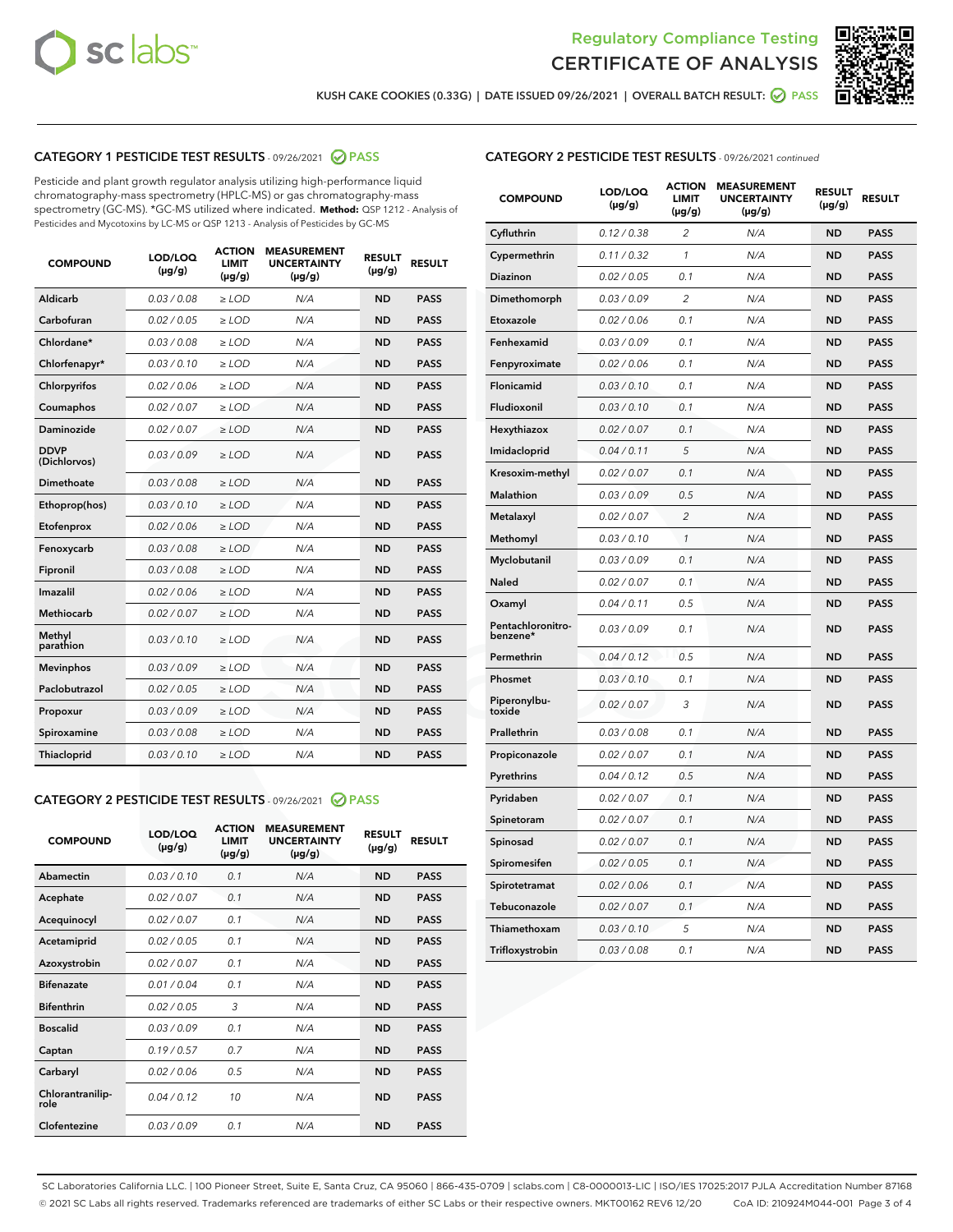Regulatory Compliance Testing
CERTIFICATE OF ANALYSIS

KUSH CAKE COOKIES (0.33G) | DATE ISSUED 09/26/2021 | OVERALL BATCH RESULT: PASS

## CATEGORY 1 PESTICIDE TEST RESULTS - 09/26/2021 PASS

Pesticide and plant growth regulator analysis utilizing high-performance liquid chromatography-mass spectrometry (HPLC-MS) or gas chromatography-mass spectrometry (GC-MS). *GC-MS utilized where indicated. **Method:** QSP 1212 - Analysis of Pesticides and Mycotoxins by LC-MS or QSP 1213 - Analysis of Pesticides by GC-MS

| COMPOUND | LOD/LOQ (µg/g) | ACTION LIMIT (µg/g) | MEASUREMENT UNCERTAINTY (µg/g) | RESULT (µg/g) | RESULT |
|---|---|---|---|---|---|
| Aldicarb | 0.03 / 0.08 | ≥ LOD | N/A | ND | PASS |
| Carbofuran | 0.02 / 0.05 | ≥ LOD | N/A | ND | PASS |
| Chlordane* | 0.03 / 0.08 | ≥ LOD | N/A | ND | PASS |
| Chlorfenapyr* | 0.03 / 0.10 | ≥ LOD | N/A | ND | PASS |
| Chlorpyrifos | 0.02 / 0.06 | ≥ LOD | N/A | ND | PASS |
| Coumaphos | 0.02 / 0.07 | ≥ LOD | N/A | ND | PASS |
| Daminozide | 0.02 / 0.07 | ≥ LOD | N/A | ND | PASS |
| DDVP (Dichlorvos) | 0.03 / 0.09 | ≥ LOD | N/A | ND | PASS |
| Dimethoate | 0.03 / 0.08 | ≥ LOD | N/A | ND | PASS |
| Ethoprop(hos) | 0.03 / 0.10 | ≥ LOD | N/A | ND | PASS |
| Etofenprox | 0.02 / 0.06 | ≥ LOD | N/A | ND | PASS |
| Fenoxycarb | 0.03 / 0.08 | ≥ LOD | N/A | ND | PASS |
| Fipronil | 0.03 / 0.08 | ≥ LOD | N/A | ND | PASS |
| Imazalil | 0.02 / 0.06 | ≥ LOD | N/A | ND | PASS |
| Methiocarb | 0.02 / 0.07 | ≥ LOD | N/A | ND | PASS |
| Methyl parathion | 0.03 / 0.10 | ≥ LOD | N/A | ND | PASS |
| Mevinphos | 0.03 / 0.09 | ≥ LOD | N/A | ND | PASS |
| Paclobutrazol | 0.02 / 0.05 | ≥ LOD | N/A | ND | PASS |
| Propoxur | 0.03 / 0.09 | ≥ LOD | N/A | ND | PASS |
| Spiroxamine | 0.03 / 0.08 | ≥ LOD | N/A | ND | PASS |
| Thiacloprid | 0.03 / 0.10 | ≥ LOD | N/A | ND | PASS |

## CATEGORY 2 PESTICIDE TEST RESULTS - 09/26/2021 PASS

| COMPOUND | LOD/LOQ (µg/g) | ACTION LIMIT (µg/g) | MEASUREMENT UNCERTAINTY (µg/g) | RESULT (µg/g) | RESULT |
|---|---|---|---|---|---|
| Abamectin | 0.03 / 0.10 | 0.1 | N/A | ND | PASS |
| Acephate | 0.02 / 0.07 | 0.1 | N/A | ND | PASS |
| Acequinocyl | 0.02 / 0.07 | 0.1 | N/A | ND | PASS |
| Acetamiprid | 0.02 / 0.05 | 0.1 | N/A | ND | PASS |
| Azoxystrobin | 0.02 / 0.07 | 0.1 | N/A | ND | PASS |
| Bifenazate | 0.01 / 0.04 | 0.1 | N/A | ND | PASS |
| Bifenthrin | 0.02 / 0.05 | 3 | N/A | ND | PASS |
| Boscalid | 0.03 / 0.09 | 0.1 | N/A | ND | PASS |
| Captan | 0.19 / 0.57 | 0.7 | N/A | ND | PASS |
| Carbaryl | 0.02 / 0.06 | 0.5 | N/A | ND | PASS |
| Chlorantraniliprole | 0.04 / 0.12 | 10 | N/A | ND | PASS |
| Clofentezine | 0.03 / 0.09 | 0.1 | N/A | ND | PASS |
| Cyfluthrin | 0.12 / 0.38 | 2 | N/A | ND | PASS |
| Cypermethrin | 0.11 / 0.32 | 1 | N/A | ND | PASS |
| Diazinon | 0.02 / 0.05 | 0.1 | N/A | ND | PASS |
| Dimethomorph | 0.03 / 0.09 | 2 | N/A | ND | PASS |
| Etoxazole | 0.02 / 0.06 | 0.1 | N/A | ND | PASS |
| Fenhexamid | 0.03 / 0.09 | 0.1 | N/A | ND | PASS |
| Fenpyroximate | 0.02 / 0.06 | 0.1 | N/A | ND | PASS |
| Flonicamid | 0.03 / 0.10 | 0.1 | N/A | ND | PASS |
| Fludioxonil | 0.03 / 0.10 | 0.1 | N/A | ND | PASS |
| Hexythiazox | 0.02 / 0.07 | 0.1 | N/A | ND | PASS |
| Imidacloprid | 0.04 / 0.11 | 5 | N/A | ND | PASS |
| Kresoxim-methyl | 0.02 / 0.07 | 0.1 | N/A | ND | PASS |
| Malathion | 0.03 / 0.09 | 0.5 | N/A | ND | PASS |
| Metalaxyl | 0.02 / 0.07 | 2 | N/A | ND | PASS |
| Methomyl | 0.03 / 0.10 | 1 | N/A | ND | PASS |
| Myclobutanil | 0.03 / 0.09 | 0.1 | N/A | ND | PASS |
| Naled | 0.02 / 0.07 | 0.1 | N/A | ND | PASS |
| Oxamyl | 0.04 / 0.11 | 0.5 | N/A | ND | PASS |
| Pentachloronitrobenzene* | 0.03 / 0.09 | 0.1 | N/A | ND | PASS |
| Permethrin | 0.04 / 0.12 | 0.5 | N/A | ND | PASS |
| Phosmet | 0.03 / 0.10 | 0.1 | N/A | ND | PASS |
| Piperonylbutoxide | 0.02 / 0.07 | 3 | N/A | ND | PASS |
| Prallethrin | 0.03 / 0.08 | 0.1 | N/A | ND | PASS |
| Propiconazole | 0.02 / 0.07 | 0.1 | N/A | ND | PASS |
| Pyrethrins | 0.04 / 0.12 | 0.5 | N/A | ND | PASS |
| Pyridaben | 0.02 / 0.07 | 0.1 | N/A | ND | PASS |
| Spinetoram | 0.02 / 0.07 | 0.1 | N/A | ND | PASS |
| Spinosad | 0.02 / 0.07 | 0.1 | N/A | ND | PASS |
| Spiromesifen | 0.02 / 0.05 | 0.1 | N/A | ND | PASS |
| Spirotetramat | 0.02 / 0.06 | 0.1 | N/A | ND | PASS |
| Tebuconazole | 0.02 / 0.07 | 0.1 | N/A | ND | PASS |
| Thiamethoxam | 0.03 / 0.10 | 5 | N/A | ND | PASS |
| Trifloxystrobin | 0.03 / 0.08 | 0.1 | N/A | ND | PASS |

SC Laboratories California LLC. | 100 Pioneer Street, Suite E, Santa Cruz, CA 95060 | 866-435-0709 | sclabs.com | C8-0000013-LIC | ISO/IES 17025:2017 PJLA Accreditation Number 87168
© 2021 SC Labs all rights reserved. Trademarks referenced are trademarks of either SC Labs or their respective owners. MKT00162 REV6 12/20 CoA ID: 210924M044-001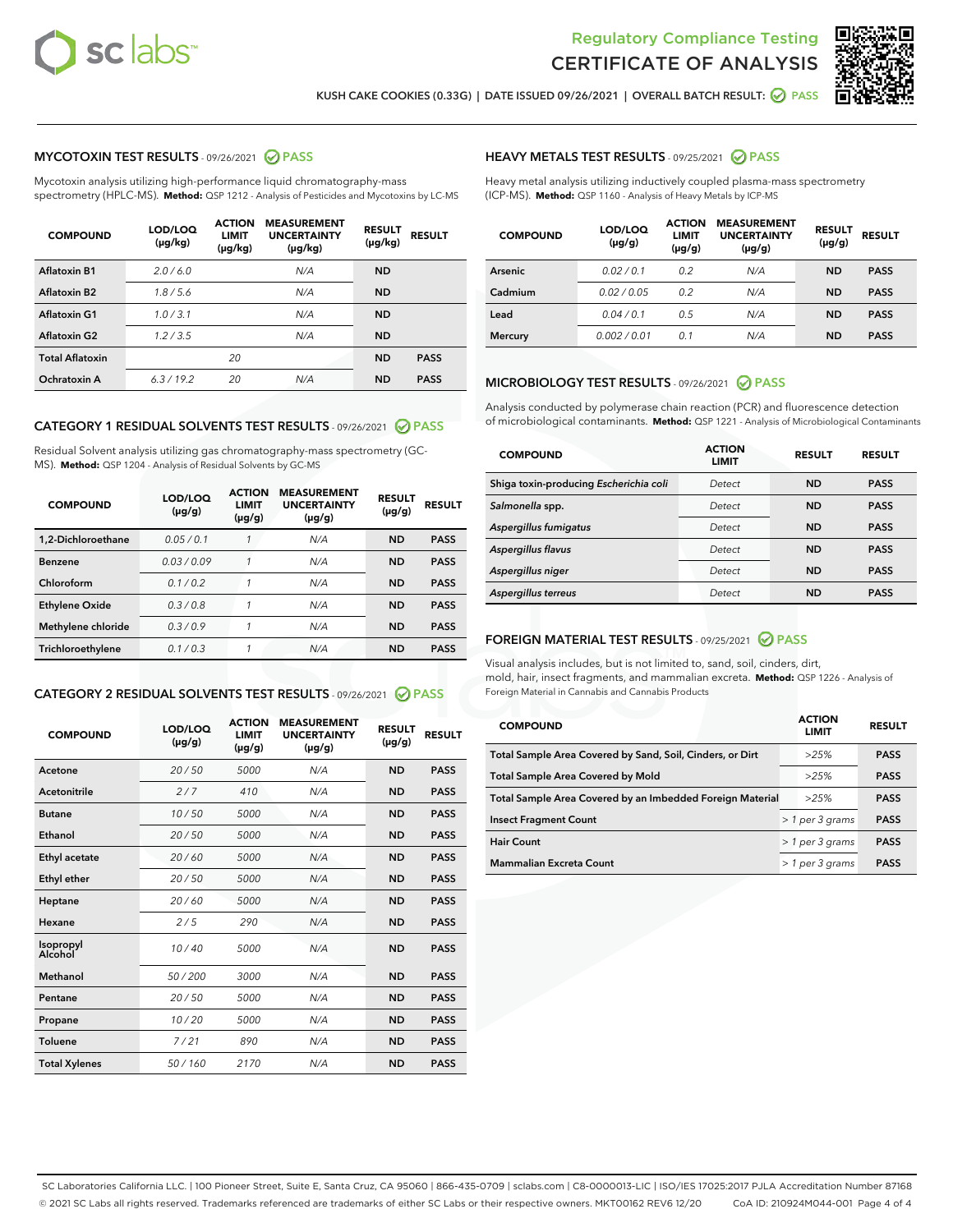Regulatory Compliance Testing

# CERTIFICATE OF ANALYSIS

KUSH CAKE COOKIES (0.33G) | DATE ISSUED 09/26/2021 | OVERALL BATCH RESULT: PASS

## MYCOTOXIN TEST RESULTS - 09/26/2021 PASS

Mycotoxin analysis utilizing high-performance liquid chromatography-mass spectrometry (HPLC-MS). **Method:** QSP 1212 - Analysis of Pesticides and Mycotoxins by LC-MS

| COMPOUND | LOD/LOQ (µg/kg) | ACTION LIMIT (µg/kg) | MEASUREMENT UNCERTAINTY (µg/kg) | RESULT (µg/kg) | RESULT |
|---|---|---|---|---|---|
| Aflatoxin B1 | 2.0 / 6.0 | | N/A | ND | |
| Aflatoxin B2 | 1.8 / 5.6 | | N/A | ND | |
| Aflatoxin G1 | 1.0 / 3.1 | | N/A | ND | |
| Aflatoxin G2 | 1.2 / 3.5 | | N/A | ND | |
| Total Aflatoxin | | 20 | | ND | PASS |
| Ochratoxin A | 6.3 / 19.2 | 20 | N/A | ND | PASS |

## CATEGORY 1 RESIDUAL SOLVENTS TEST RESULTS - 09/26/2021 PASS

Residual Solvent analysis utilizing gas chromatography-mass spectrometry (GC-MS). **Method:** QSP 1204 - Analysis of Residual Solvents by GC-MS

| COMPOUND | LOD/LOQ (µg/g) | ACTION LIMIT (µg/g) | MEASUREMENT UNCERTAINTY (µg/g) | RESULT (µg/g) | RESULT |
|---|---|---|---|---|---|
| 1,2-Dichloroethane | 0.05 / 0.1 | 1 | N/A | ND | PASS |
| Benzene | 0.03 / 0.09 | 1 | N/A | ND | PASS |
| Chloroform | 0.1 / 0.2 | 1 | N/A | ND | PASS |
| Ethylene Oxide | 0.3 / 0.8 | 1 | N/A | ND | PASS |
| Methylene chloride | 0.3 / 0.9 | 1 | N/A | ND | PASS |
| Trichloroethylene | 0.1 / 0.3 | 1 | N/A | ND | PASS |

## CATEGORY 2 RESIDUAL SOLVENTS TEST RESULTS - 09/26/2021 PASS

| COMPOUND | LOD/LOQ (µg/g) | ACTION LIMIT (µg/g) | MEASUREMENT UNCERTAINTY (µg/g) | RESULT (µg/g) | RESULT |
|---|---|---|---|---|---|
| Acetone | 20 / 50 | 5000 | N/A | ND | PASS |
| Acetonitrile | 2 / 7 | 410 | N/A | ND | PASS |
| Butane | 10 / 50 | 5000 | N/A | ND | PASS |
| Ethanol | 20 / 50 | 5000 | N/A | ND | PASS |
| Ethyl acetate | 20 / 60 | 5000 | N/A | ND | PASS |
| Ethyl ether | 20 / 50 | 5000 | N/A | ND | PASS |
| Heptane | 20 / 60 | 5000 | N/A | ND | PASS |
| Hexane | 2 / 5 | 290 | N/A | ND | PASS |
| Isopropyl Alcohol | 10 / 40 | 5000 | N/A | ND | PASS |
| Methanol | 50 / 200 | 3000 | N/A | ND | PASS |
| Pentane | 20 / 50 | 5000 | N/A | ND | PASS |
| Propane | 10 / 20 | 5000 | N/A | ND | PASS |
| Toluene | 7 / 21 | 890 | N/A | ND | PASS |
| Total Xylenes | 50 / 160 | 2170 | N/A | ND | PASS |

## HEAVY METALS TEST RESULTS - 09/25/2021 PASS

Heavy metal analysis utilizing inductively coupled plasma-mass spectrometry (ICP-MS). **Method:** QSP 1160 - Analysis of Heavy Metals by ICP-MS

| COMPOUND | LOD/LOQ (µg/g) | ACTION LIMIT (µg/g) | MEASUREMENT UNCERTAINTY (µg/g) | RESULT (µg/g) | RESULT |
|---|---|---|---|---|---|
| Arsenic | 0.02 / 0.1 | 0.2 | N/A | ND | PASS |
| Cadmium | 0.02 / 0.05 | 0.2 | N/A | ND | PASS |
| Lead | 0.04 / 0.1 | 0.5 | N/A | ND | PASS |
| Mercury | 0.002 / 0.01 | 0.1 | N/A | ND | PASS |

## MICROBIOLOGY TEST RESULTS - 09/26/2021 PASS

Analysis conducted by polymerase chain reaction (PCR) and fluorescence detection of microbiological contaminants. **Method:** QSP 1221 - Analysis of Microbiological Contaminants

| COMPOUND | ACTION LIMIT | RESULT | RESULT |
|---|---|---|---|
| Shiga toxin-producing *Escherichia coli* | Detect | ND | PASS |
| *Salmonella* spp. | Detect | ND | PASS |
| *Aspergillus fumigatus* | Detect | ND | PASS |
| *Aspergillus flavus* | Detect | ND | PASS |
| *Aspergillus niger* | Detect | ND | PASS |
| *Aspergillus terreus* | Detect | ND | PASS |

## FOREIGN MATERIAL TEST RESULTS - 09/25/2021 PASS

Visual analysis includes, but is not limited to, sand, soil, cinders, dirt, mold, hair, insect fragments, and mammalian excreta. **Method:** QSP 1226 - Analysis of Foreign Material in Cannabis and Cannabis Products

| COMPOUND | ACTION LIMIT | RESULT |
|---|---|---|
| Total Sample Area Covered by Sand, Soil, Cinders, or Dirt | >25% | PASS |
| Total Sample Area Covered by Mold | >25% | PASS |
| Total Sample Area Covered by an Imbedded Foreign Material | >25% | PASS |
| Insect Fragment Count | > 1 per 3 grams | PASS |
| Hair Count | > 1 per 3 grams | PASS |
| Mammalian Excreta Count | > 1 per 3 grams | PASS |

SC Laboratories California LLC. | 100 Pioneer Street, Suite E, Santa Cruz, CA 95060 | 866-435-0709 | sclabs.com | C8-0000013-LIC | ISO/IES 17025:2017 PJLA Accreditation Number 87168
© 2021 SC Labs all rights reserved. Trademarks referenced are trademarks of either SC Labs or their respective owners. MKT00162 REV6 12/20 CoA ID: 210924M044-001